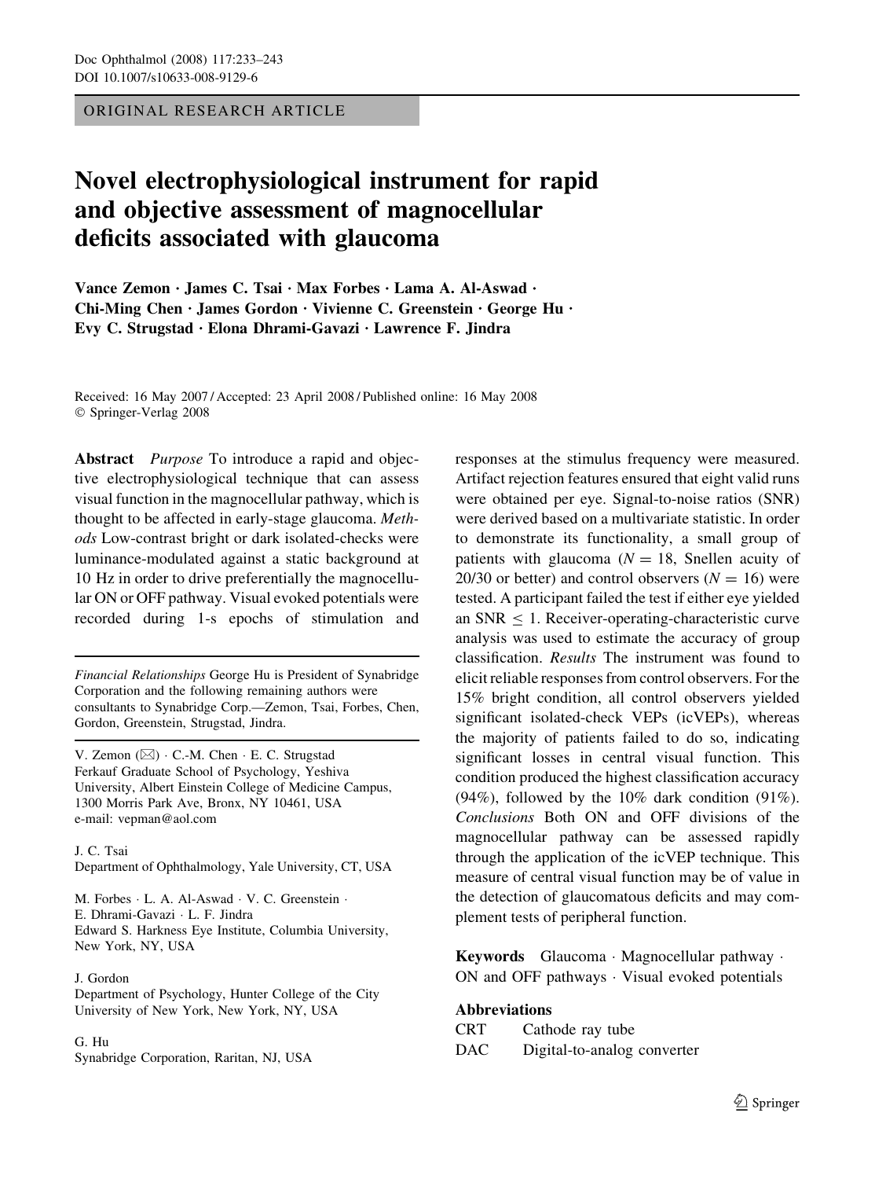ORIGINAL RESEARCH ARTICLE

# Novel electrophysiological instrument for rapid and objective assessment of magnocellular deficits associated with glaucoma

Vance Zemon · James C. Tsai · Max Forbes · Lama A. Al-Aswad · Chi-Ming Chen · James Gordon · Vivienne C. Greenstein · George Hu · Evy C. Strugstad · Elona Dhrami-Gavazi · Lawrence F. Jindra

Received: 16 May 2007 / Accepted: 23 April 2008 / Published online: 16 May 2008
© Springer-Verlag 2008

**Abstract** *Purpose* To introduce a rapid and objective electrophysiological technique that can assess visual function in the magnocellular pathway, which is thought to be affected in early-stage glaucoma. *Methods* Low-contrast bright or dark isolated-checks were luminance-modulated against a static background at 10 Hz in order to drive preferentially the magnocellular ON or OFF pathway. Visual evoked potentials were recorded during 1-s epochs of stimulation and responses at the stimulus frequency were measured. Artifact rejection features ensured that eight valid runs were obtained per eye. Signal-to-noise ratios (SNR) were derived based on a multivariate statistic. In order to demonstrate its functionality, a small group of patients with glaucoma ($N = 18$, Snellen acuity of 20/30 or better) and control observers ($N = 16$) were tested. A participant failed the test if either eye yielded an SNR $\leq 1$. Receiver-operating-characteristic curve analysis was used to estimate the accuracy of group classification. *Results* The instrument was found to elicit reliable responses from control observers. For the 15% bright condition, all control observers yielded significant isolated-check VEPs (icVEPs), whereas the majority of patients failed to do so, indicating significant losses in central visual function. This condition produced the highest classification accuracy (94%), followed by the 10% dark condition (91%). *Conclusions* Both ON and OFF divisions of the magnocellular pathway can be assessed rapidly through the application of the icVEP technique. This measure of central visual function may be of value in the detection of glaucomatous deficits and may complement tests of peripheral function.

**Keywords** Glaucoma · Magnocellular pathway · ON and OFF pathways · Visual evoked potentials

*Financial Relationships* George Hu is President of Synabridge Corporation and the following remaining authors were consultants to Synabridge Corp.—Zemon, Tsai, Forbes, Chen, Gordon, Greenstein, Strugstad, Jindra.

V. Zemon (✉) · C.-M. Chen · E. C. Strugstad
Ferkauf Graduate School of Psychology, Yeshiva University, Albert Einstein College of Medicine Campus, 1300 Morris Park Ave, Bronx, NY 10461, USA
e-mail: vepman@aol.com

J. C. Tsai
Department of Ophthalmology, Yale University, CT, USA

M. Forbes · L. A. Al-Aswad · V. C. Greenstein · E. Dhrami-Gavazi · L. F. Jindra
Edward S. Harkness Eye Institute, Columbia University, New York, NY, USA

J. Gordon
Department of Psychology, Hunter College of the City University of New York, New York, NY, USA

G. Hu
Synabridge Corporation, Raritan, NJ, USA

**Abbreviations**

| | |
|---|---|
| CRT | Cathode ray tube |
| DAC | Digital-to-analog converter |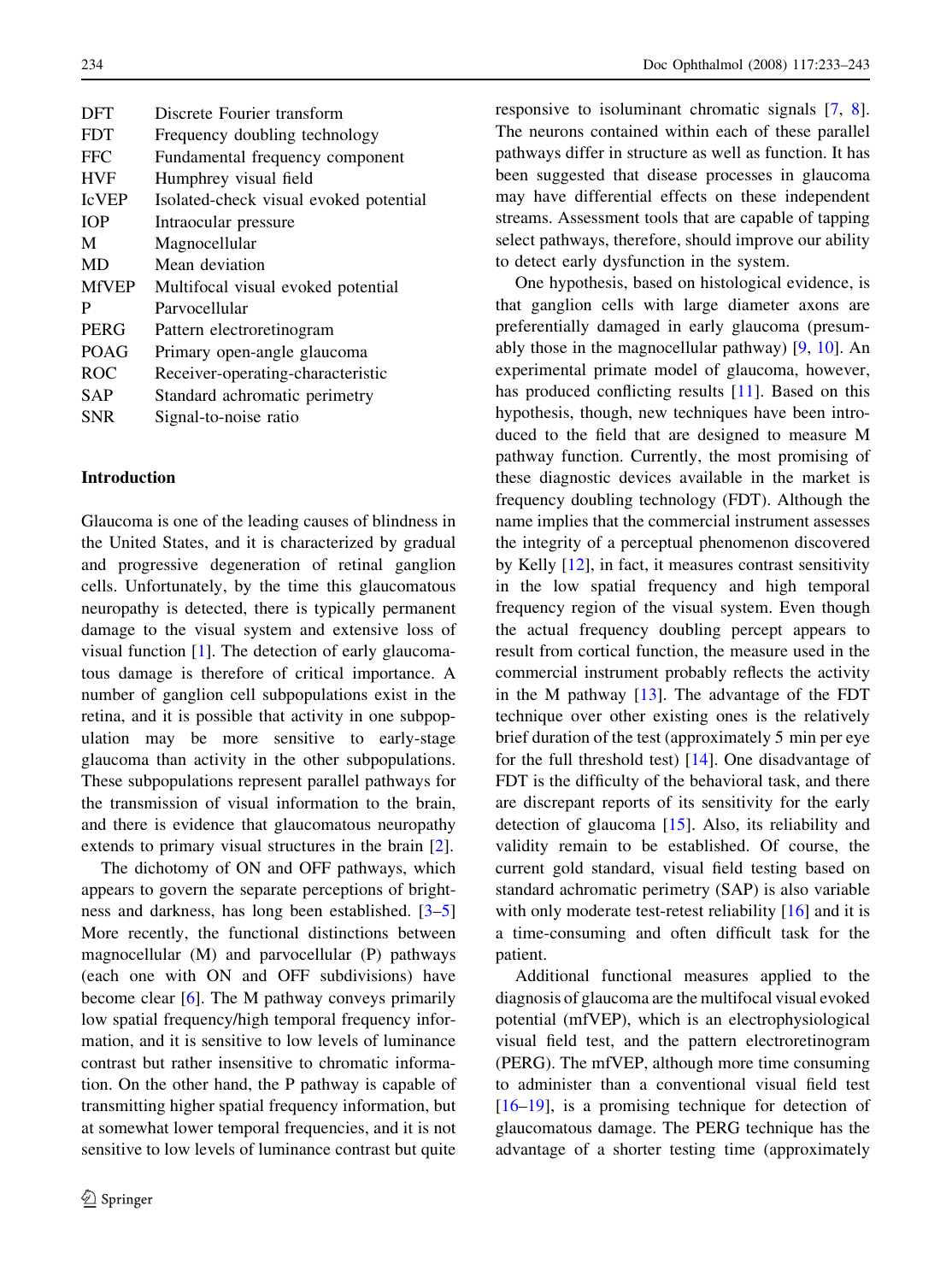| | |
|---|---|
| DFT | Discrete Fourier transform |
| FDT | Frequency doubling technology |
| FFC | Fundamental frequency component |
| HVF | Humphrey visual field |
| IcVEP | Isolated-check visual evoked potential |
| IOP | Intraocular pressure |
| M | Magnocellular |
| MD | Mean deviation |
| MfVEP | Multifocal visual evoked potential |
| P | Parvocellular |
| PERG | Pattern electroretinogram |
| POAG | Primary open-angle glaucoma |
| ROC | Receiver-operating-characteristic |
| SAP | Standard achromatic perimetry |
| SNR | Signal-to-noise ratio |

## Introduction

Glaucoma is one of the leading causes of blindness in the United States, and it is characterized by gradual and progressive degeneration of retinal ganglion cells. Unfortunately, by the time this glaucomatous neuropathy is detected, there is typically permanent damage to the visual system and extensive loss of visual function [1]. The detection of early glaucomatous damage is therefore of critical importance. A number of ganglion cell subpopulations exist in the retina, and it is possible that activity in one subpopulation may be more sensitive to early-stage glaucoma than activity in the other subpopulations. These subpopulations represent parallel pathways for the transmission of visual information to the brain, and there is evidence that glaucomatous neuropathy extends to primary visual structures in the brain [2].

The dichotomy of ON and OFF pathways, which appears to govern the separate perceptions of brightness and darkness, has long been established. [3–5] More recently, the functional distinctions between magnocellular (M) and parvocellular (P) pathways (each one with ON and OFF subdivisions) have become clear [6]. The M pathway conveys primarily low spatial frequency/high temporal frequency information, and it is sensitive to low levels of luminance contrast but rather insensitive to chromatic information. On the other hand, the P pathway is capable of transmitting higher spatial frequency information, but at somewhat lower temporal frequencies, and it is not sensitive to low levels of luminance contrast but quite responsive to isoluminant chromatic signals [7, 8]. The neurons contained within each of these parallel pathways differ in structure as well as function. It has been suggested that disease processes in glaucoma may have differential effects on these independent streams. Assessment tools that are capable of tapping select pathways, therefore, should improve our ability to detect early dysfunction in the system.

One hypothesis, based on histological evidence, is that ganglion cells with large diameter axons are preferentially damaged in early glaucoma (presumably those in the magnocellular pathway) [9, 10]. An experimental primate model of glaucoma, however, has produced conflicting results [11]. Based on this hypothesis, though, new techniques have been introduced to the field that are designed to measure M pathway function. Currently, the most promising of these diagnostic devices available in the market is frequency doubling technology (FDT). Although the name implies that the commercial instrument assesses the integrity of a perceptual phenomenon discovered by Kelly [12], in fact, it measures contrast sensitivity in the low spatial frequency and high temporal frequency region of the visual system. Even though the actual frequency doubling percept appears to result from cortical function, the measure used in the commercial instrument probably reflects the activity in the M pathway [13]. The advantage of the FDT technique over other existing ones is the relatively brief duration of the test (approximately 5 min per eye for the full threshold test) [14]. One disadvantage of FDT is the difficulty of the behavioral task, and there are discrepant reports of its sensitivity for the early detection of glaucoma [15]. Also, its reliability and validity remain to be established. Of course, the current gold standard, visual field testing based on standard achromatic perimetry (SAP) is also variable with only moderate test-retest reliability [16] and it is a time-consuming and often difficult task for the patient.

Additional functional measures applied to the diagnosis of glaucoma are the multifocal visual evoked potential (mfVEP), which is an electrophysiological visual field test, and the pattern electroretinogram (PERG). The mfVEP, although more time consuming to administer than a conventional visual field test [16–19], is a promising technique for detection of glaucomatous damage. The PERG technique has the advantage of a shorter testing time (approximately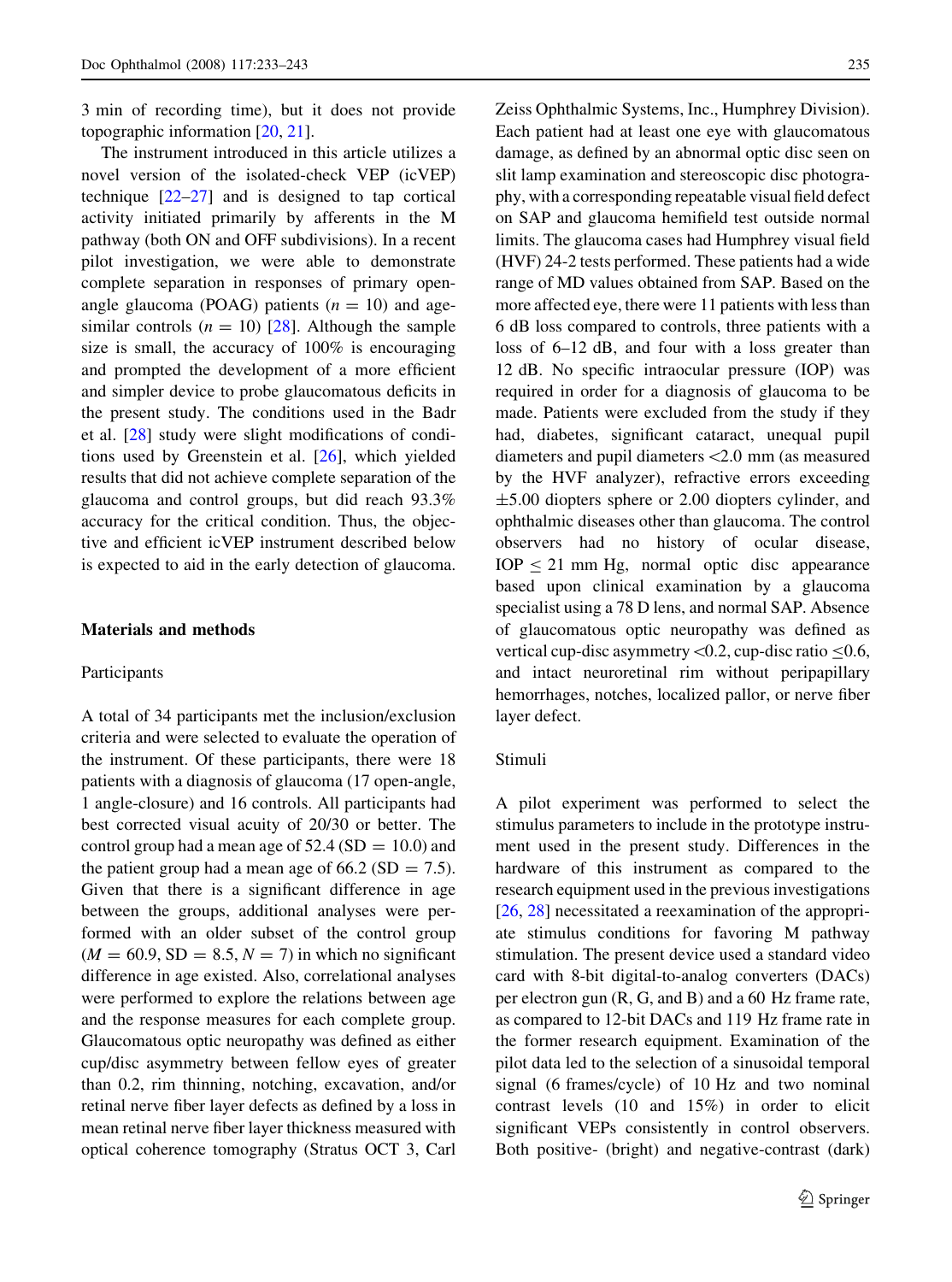3 min of recording time), but it does not provide topographic information [20, 21].

The instrument introduced in this article utilizes a novel version of the isolated-check VEP (icVEP) technique [22–27] and is designed to tap cortical activity initiated primarily by afferents in the M pathway (both ON and OFF subdivisions). In a recent pilot investigation, we were able to demonstrate complete separation in responses of primary open-angle glaucoma (POAG) patients ($n = 10$) and age-similar controls ($n = 10$) [28]. Although the sample size is small, the accuracy of 100% is encouraging and prompted the development of a more efficient and simpler device to probe glaucomatous deficits in the present study. The conditions used in the Badr et al. [28] study were slight modifications of conditions used by Greenstein et al. [26], which yielded results that did not achieve complete separation of the glaucoma and control groups, but did reach 93.3% accuracy for the critical condition. Thus, the objective and efficient icVEP instrument described below is expected to aid in the early detection of glaucoma.

## Materials and methods

### Participants

A total of 34 participants met the inclusion/exclusion criteria and were selected to evaluate the operation of the instrument. Of these participants, there were 18 patients with a diagnosis of glaucoma (17 open-angle, 1 angle-closure) and 16 controls. All participants had best corrected visual acuity of 20/30 or better. The control group had a mean age of 52.4 (SD = 10.0) and the patient group had a mean age of 66.2 (SD = 7.5). Given that there is a significant difference in age between the groups, additional analyses were performed with an older subset of the control group ($M = 60.9$, SD = 8.5, $N = 7$) in which no significant difference in age existed. Also, correlational analyses were performed to explore the relations between age and the response measures for each complete group. Glaucomatous optic neuropathy was defined as either cup/disc asymmetry between fellow eyes of greater than 0.2, rim thinning, notching, excavation, and/or retinal nerve fiber layer defects as defined by a loss in mean retinal nerve fiber layer thickness measured with optical coherence tomography (Stratus OCT 3, Carl Zeiss Ophthalmic Systems, Inc., Humphrey Division). Each patient had at least one eye with glaucomatous damage, as defined by an abnormal optic disc seen on slit lamp examination and stereoscopic disc photography, with a corresponding repeatable visual field defect on SAP and glaucoma hemifield test outside normal limits. The glaucoma cases had Humphrey visual field (HVF) 24-2 tests performed. These patients had a wide range of MD values obtained from SAP. Based on the more affected eye, there were 11 patients with less than 6 dB loss compared to controls, three patients with a loss of 6–12 dB, and four with a loss greater than 12 dB. No specific intraocular pressure (IOP) was required in order for a diagnosis of glaucoma to be made. Patients were excluded from the study if they had, diabetes, significant cataract, unequal pupil diameters and pupil diameters <2.0 mm (as measured by the HVF analyzer), refractive errors exceeding ±5.00 diopters sphere or 2.00 diopters cylinder, and ophthalmic diseases other than glaucoma. The control observers had no history of ocular disease, IOP ≤ 21 mm Hg, normal optic disc appearance based upon clinical examination by a glaucoma specialist using a 78 D lens, and normal SAP. Absence of glaucomatous optic neuropathy was defined as vertical cup-disc asymmetry <0.2, cup-disc ratio ≤0.6, and intact neuroretinal rim without peripapillary hemorrhages, notches, localized pallor, or nerve fiber layer defect.

### Stimuli

A pilot experiment was performed to select the stimulus parameters to include in the prototype instrument used in the present study. Differences in the hardware of this instrument as compared to the research equipment used in the previous investigations [26, 28] necessitated a reexamination of the appropriate stimulus conditions for favoring M pathway stimulation. The present device used a standard video card with 8-bit digital-to-analog converters (DACs) per electron gun (R, G, and B) and a 60 Hz frame rate, as compared to 12-bit DACs and 119 Hz frame rate in the former research equipment. Examination of the pilot data led to the selection of a sinusoidal temporal signal (6 frames/cycle) of 10 Hz and two nominal contrast levels (10 and 15%) in order to elicit significant VEPs consistently in control observers. Both positive- (bright) and negative-contrast (dark)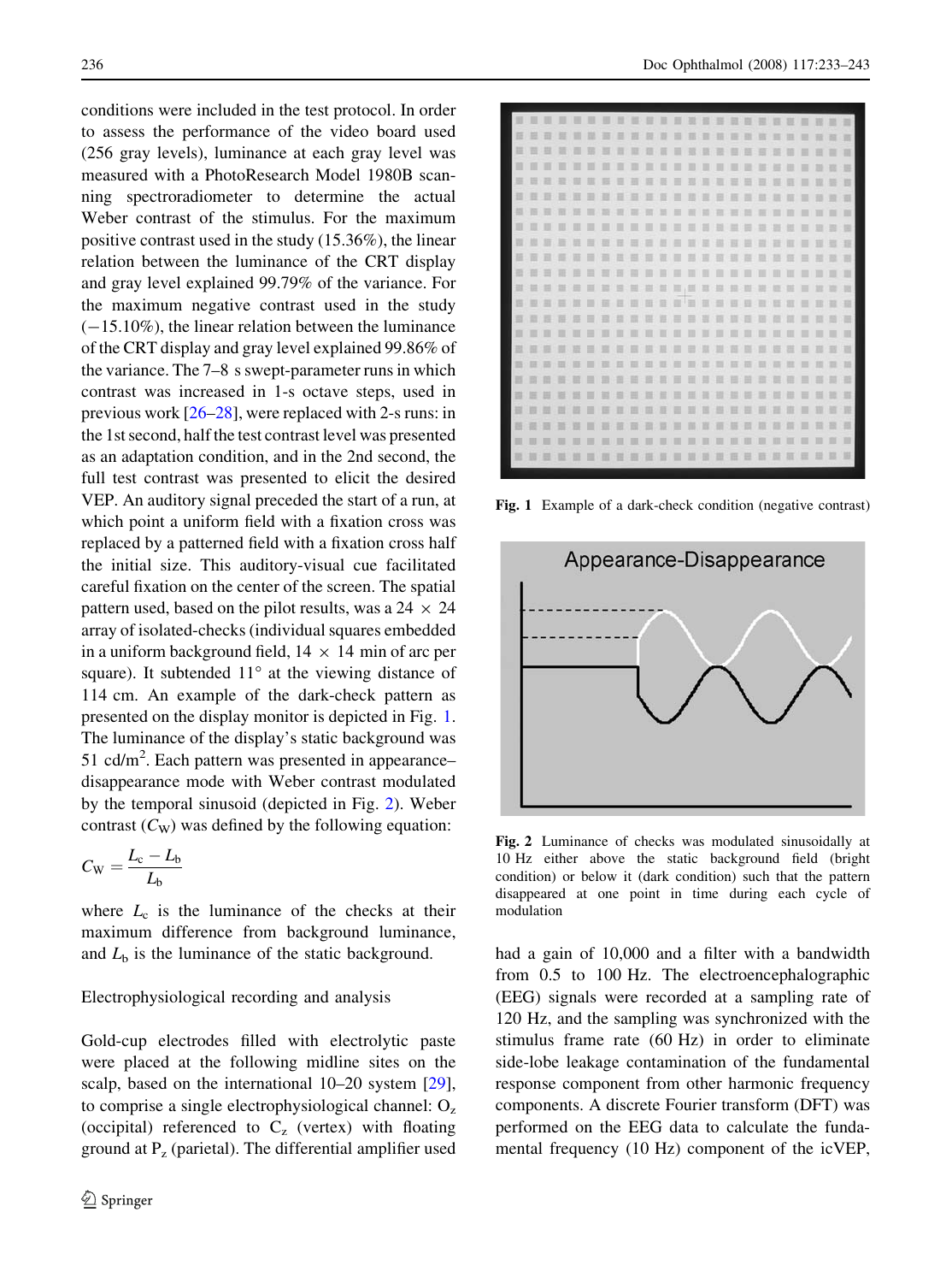conditions were included in the test protocol. In order to assess the performance of the video board used (256 gray levels), luminance at each gray level was measured with a PhotoResearch Model 1980B scanning spectroradiometer to determine the actual Weber contrast of the stimulus. For the maximum positive contrast used in the study (15.36%), the linear relation between the luminance of the CRT display and gray level explained 99.79% of the variance. For the maximum negative contrast used in the study (−15.10%), the linear relation between the luminance of the CRT display and gray level explained 99.86% of the variance. The 7–8 s swept-parameter runs in which contrast was increased in 1-s octave steps, used in previous work [26–28], were replaced with 2-s runs: in the 1st second, half the test contrast level was presented as an adaptation condition, and in the 2nd second, the full test contrast was presented to elicit the desired VEP. An auditory signal preceded the start of a run, at which point a uniform field with a fixation cross was replaced by a patterned field with a fixation cross half the initial size. This auditory-visual cue facilitated careful fixation on the center of the screen. The spatial pattern used, based on the pilot results, was a 24 × 24 array of isolated-checks (individual squares embedded in a uniform background field, 14 × 14 min of arc per square). It subtended 11° at the viewing distance of 114 cm. An example of the dark-check pattern as presented on the display monitor is depicted in Fig. 1. The luminance of the display's static background was 51 cd/m$^2$. Each pattern was presented in appearance–disappearance mode with Weber contrast modulated by the temporal sinusoid (depicted in Fig. 2). Weber contrast ($C_W$) was defined by the following equation:

$$C_W = \frac{L_c - L_b}{L_b}$$

where $L_c$ is the luminance of the checks at their maximum difference from background luminance, and $L_b$ is the luminance of the static background.

**Fig. 1** Example of a dark-check condition (negative contrast)

**Fig. 2** Luminance of checks was modulated sinusoidally at 10 Hz either above the static background field (bright condition) or below it (dark condition) such that the pattern disappeared at one point in time during each cycle of modulation

### Electrophysiological recording and analysis

Gold-cup electrodes filled with electrolytic paste were placed at the following midline sites on the scalp, based on the international 10–20 system [29], to comprise a single electrophysiological channel: $O_z$ (occipital) referenced to $C_z$ (vertex) with floating ground at $P_z$ (parietal). The differential amplifier used had a gain of 10,000 and a filter with a bandwidth from 0.5 to 100 Hz. The electroencephalographic (EEG) signals were recorded at a sampling rate of 120 Hz, and the sampling was synchronized with the stimulus frame rate (60 Hz) in order to eliminate side-lobe leakage contamination of the fundamental response component from other harmonic frequency components. A discrete Fourier transform (DFT) was performed on the EEG data to calculate the fundamental frequency (10 Hz) component of the icVEP,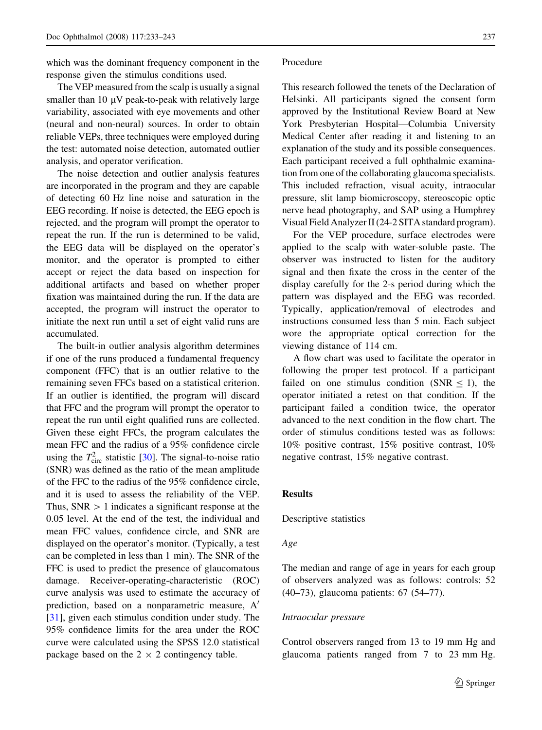which was the dominant frequency component in the response given the stimulus conditions used.

The VEP measured from the scalp is usually a signal smaller than 10 μV peak-to-peak with relatively large variability, associated with eye movements and other (neural and non-neural) sources. In order to obtain reliable VEPs, three techniques were employed during the test: automated noise detection, automated outlier analysis, and operator verification.

The noise detection and outlier analysis features are incorporated in the program and they are capable of detecting 60 Hz line noise and saturation in the EEG recording. If noise is detected, the EEG epoch is rejected, and the program will prompt the operator to repeat the run. If the run is determined to be valid, the EEG data will be displayed on the operator's monitor, and the operator is prompted to either accept or reject the data based on inspection for additional artifacts and based on whether proper fixation was maintained during the run. If the data are accepted, the program will instruct the operator to initiate the next run until a set of eight valid runs are accumulated.

The built-in outlier analysis algorithm determines if one of the runs produced a fundamental frequency component (FFC) that is an outlier relative to the remaining seven FFCs based on a statistical criterion. If an outlier is identified, the program will discard that FFC and the program will prompt the operator to repeat the run until eight qualified runs are collected. Given these eight FFCs, the program calculates the mean FFC and the radius of a 95% confidence circle using the $T^2_{circ}$ statistic [30]. The signal-to-noise ratio (SNR) was defined as the ratio of the mean amplitude of the FFC to the radius of the 95% confidence circle, and it is used to assess the reliability of the VEP. Thus, SNR $> 1$ indicates a significant response at the 0.05 level. At the end of the test, the individual and mean FFC values, confidence circle, and SNR are displayed on the operator's monitor. (Typically, a test can be completed in less than 1 min). The SNR of the FFC is used to predict the presence of glaucomatous damage. Receiver-operating-characteristic (ROC) curve analysis was used to estimate the accuracy of prediction, based on a nonparametric measure, $A'$ [31], given each stimulus condition under study. The 95% confidence limits for the area under the ROC curve were calculated using the SPSS 12.0 statistical package based on the $2 \times 2$ contingency table.

Procedure

This research followed the tenets of the Declaration of Helsinki. All participants signed the consent form approved by the Institutional Review Board at New York Presbyterian Hospital—Columbia University Medical Center after reading it and listening to an explanation of the study and its possible consequences. Each participant received a full ophthalmic examination from one of the collaborating glaucoma specialists. This included refraction, visual acuity, intraocular pressure, slit lamp biomicroscopy, stereoscopic optic nerve head photography, and SAP using a Humphrey Visual Field Analyzer II (24-2 SITA standard program).

For the VEP procedure, surface electrodes were applied to the scalp with water-soluble paste. The observer was instructed to listen for the auditory signal and then fixate the cross in the center of the display carefully for the 2-s period during which the pattern was displayed and the EEG was recorded. Typically, application/removal of electrodes and instructions consumed less than 5 min. Each subject wore the appropriate optical correction for the viewing distance of 114 cm.

A flow chart was used to facilitate the operator in following the proper test protocol. If a participant failed on one stimulus condition (SNR $\leq 1$), the operator initiated a retest on that condition. If the participant failed a condition twice, the operator advanced to the next condition in the flow chart. The order of stimulus conditions tested was as follows: 10% positive contrast, 15% positive contrast, 10% negative contrast, 15% negative contrast.

## Results

### Descriptive statistics

#### *Age*

The median and range of age in years for each group of observers analyzed was as follows: controls: 52 (40–73), glaucoma patients: 67 (54–77).

#### *Intraocular pressure*

Control observers ranged from 13 to 19 mm Hg and glaucoma patients ranged from 7 to 23 mm Hg.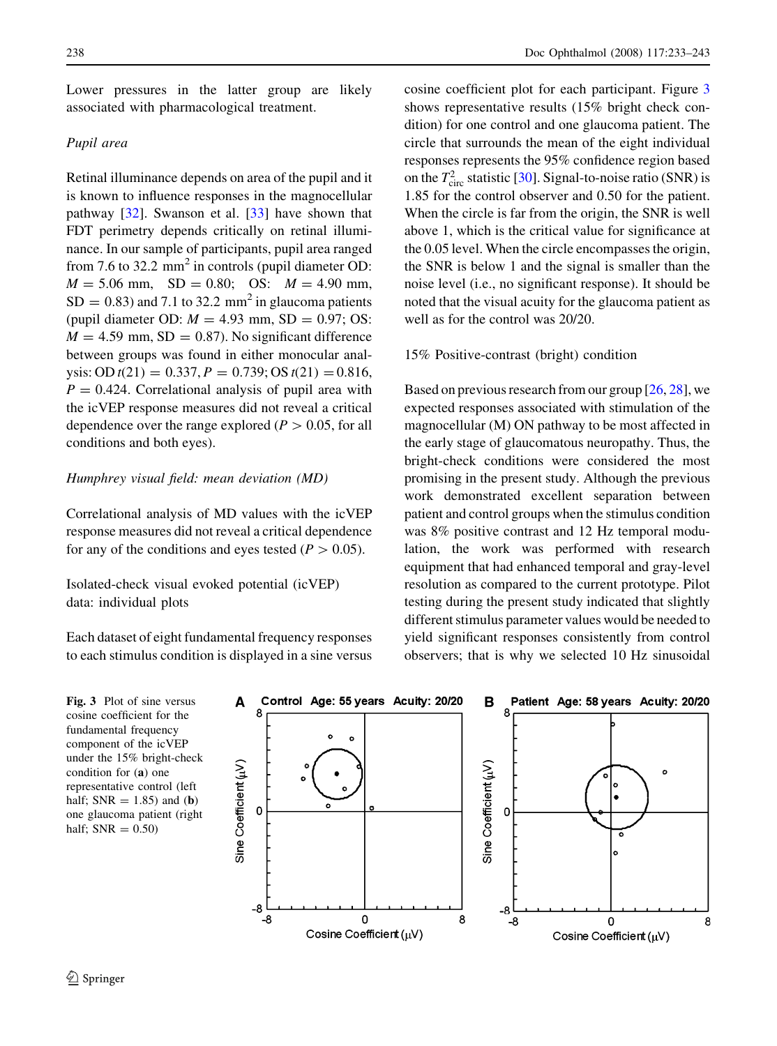Lower pressures in the latter group are likely associated with pharmacological treatment.

*Pupil area*

Retinal illuminance depends on area of the pupil and it is known to influence responses in the magnocellular pathway [32]. Swanson et al. [33] have shown that FDT perimetry depends critically on retinal illuminance. In our sample of participants, pupil area ranged from 7.6 to 32.2 mm$^2$ in controls (pupil diameter OD: $M = 5.06$ mm, $SD = 0.80$; OS: $M = 4.90$ mm, $SD = 0.83$) and 7.1 to 32.2 mm$^2$ in glaucoma patients (pupil diameter OD: $M = 4.93$ mm, $SD = 0.97$; OS: $M = 4.59$ mm, $SD = 0.87$). No significant difference between groups was found in either monocular analysis: OD $t(21) = 0.337, P = 0.739$; OS $t(21) = 0.816$, $P = 0.424$. Correlational analysis of pupil area with the icVEP response measures did not reveal a critical dependence over the range explored ($P > 0.05$, for all conditions and both eyes).

*Humphrey visual field: mean deviation (MD)*

Correlational analysis of MD values with the icVEP response measures did not reveal a critical dependence for any of the conditions and eyes tested ($P > 0.05$).

Isolated-check visual evoked potential (icVEP) data: individual plots

Each dataset of eight fundamental frequency responses to each stimulus condition is displayed in a sine versus cosine coefficient plot for each participant. Figure 3 shows representative results (15% bright check condition) for one control and one glaucoma patient. The circle that surrounds the mean of the eight individual responses represents the 95% confidence region based on the $T^2_{\text{circ}}$ statistic [30]. Signal-to-noise ratio (SNR) is 1.85 for the control observer and 0.50 for the patient. When the circle is far from the origin, the SNR is well above 1, which is the critical value for significance at the 0.05 level. When the circle encompasses the origin, the SNR is below 1 and the signal is smaller than the noise level (i.e., no significant response). It should be noted that the visual acuity for the glaucoma patient as well as for the control was 20/20.

15% Positive-contrast (bright) condition

Based on previous research from our group [26, 28], we expected responses associated with stimulation of the magnocellular (M) ON pathway to be most affected in the early stage of glaucomatous neuropathy. Thus, the bright-check conditions were considered the most promising in the present study. Although the previous work demonstrated excellent separation between patient and control groups when the stimulus condition was 8% positive contrast and 12 Hz temporal modulation, the work was performed with research equipment that had enhanced temporal and gray-level resolution as compared to the current prototype. Pilot testing during the present study indicated that slightly different stimulus parameter values would be needed to yield significant responses consistently from control observers; that is why we selected 10 Hz sinusoidal

**Fig. 3** Plot of sine versus cosine coefficient for the fundamental frequency component of the icVEP under the 15% bright-check condition for (**a**) one representative control (left half; SNR = 1.85) and (**b**) one glaucoma patient (right half; SNR = 0.50)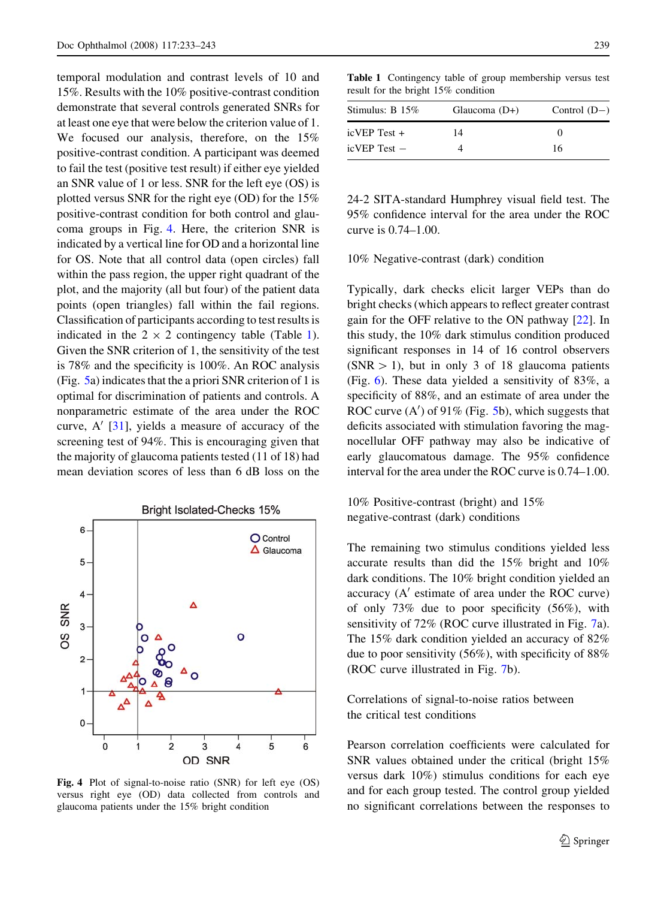temporal modulation and contrast levels of 10 and 15%. Results with the 10% positive-contrast condition demonstrate that several controls generated SNRs for at least one eye that were below the criterion value of 1. We focused our analysis, therefore, on the 15% positive-contrast condition. A participant was deemed to fail the test (positive test result) if either eye yielded an SNR value of 1 or less. SNR for the left eye (OS) is plotted versus SNR for the right eye (OD) for the 15% positive-contrast condition for both control and glaucoma groups in Fig. 4. Here, the criterion SNR is indicated by a vertical line for OD and a horizontal line for OS. Note that all control data (open circles) fall within the pass region, the upper right quadrant of the plot, and the majority (all but four) of the patient data points (open triangles) fall within the fail regions. Classification of participants according to test results is indicated in the 2 × 2 contingency table (Table 1). Given the SNR criterion of 1, the sensitivity of the test is 78% and the specificity is 100%. An ROC analysis (Fig. 5a) indicates that the a priori SNR criterion of 1 is optimal for discrimination of patients and controls. A nonparametric estimate of the area under the ROC curve, A′ [31], yields a measure of accuracy of the screening test of 94%. This is encouraging given that the majority of glaucoma patients tested (11 of 18) had mean deviation scores of less than 6 dB loss on the

Fig. 4 Plot of signal-to-noise ratio (SNR) for left eye (OS) versus right eye (OD) data collected from controls and glaucoma patients under the 15% bright condition

Table 1 Contingency table of group membership versus test result for the bright 15% condition

| Stimulus: B 15% | Glaucoma (D+) | Control (D−) |
|---|---|---|
| icVEP Test + | 14 | 0 |
| icVEP Test − | 4 | 16 |

24-2 SITA-standard Humphrey visual field test. The 95% confidence interval for the area under the ROC curve is 0.74–1.00.

### 10% Negative-contrast (dark) condition

Typically, dark checks elicit larger VEPs than do bright checks (which appears to reflect greater contrast gain for the OFF relative to the ON pathway [22]. In this study, the 10% dark stimulus condition produced significant responses in 14 of 16 control observers (SNR > 1), but in only 3 of 18 glaucoma patients (Fig. 6). These data yielded a sensitivity of 83%, a specificity of 88%, and an estimate of area under the ROC curve (A′) of 91% (Fig. 5b), which suggests that deficits associated with stimulation favoring the magnocellular OFF pathway may also be indicative of early glaucomatous damage. The 95% confidence interval for the area under the ROC curve is 0.74–1.00.

### 10% Positive-contrast (bright) and 15% negative-contrast (dark) conditions

The remaining two stimulus conditions yielded less accurate results than did the 15% bright and 10% dark conditions. The 10% bright condition yielded an accuracy (A′ estimate of area under the ROC curve) of only 73% due to poor specificity (56%), with sensitivity of 72% (ROC curve illustrated in Fig. 7a). The 15% dark condition yielded an accuracy of 82% due to poor sensitivity (56%), with specificity of 88% (ROC curve illustrated in Fig. 7b).

### Correlations of signal-to-noise ratios between the critical test conditions

Pearson correlation coefficients were calculated for SNR values obtained under the critical (bright 15% versus dark 10%) stimulus conditions for each eye and for each group tested. The control group yielded no significant correlations between the responses to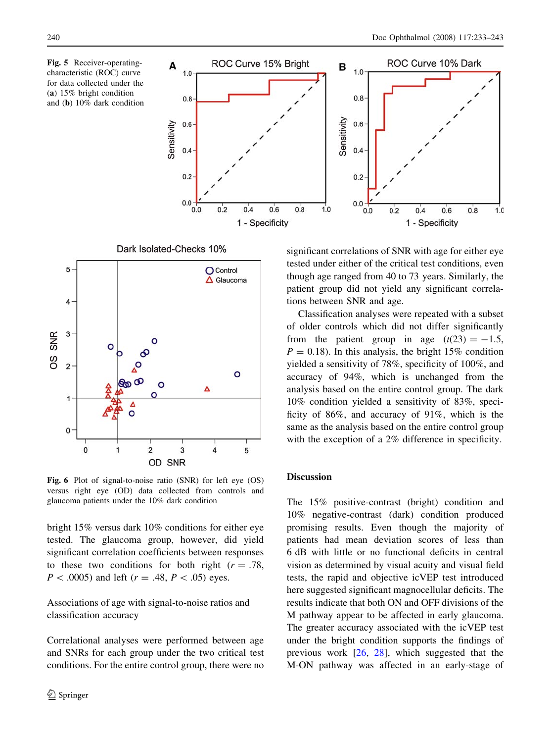**Fig. 5** Receiver-operating-characteristic (ROC) curve for data collected under the (**a**) 15% bright condition and (**b**) 10% dark condition

**Fig. 6** Plot of signal-to-noise ratio (SNR) for left eye (OS) versus right eye (OD) data collected from controls and glaucoma patients under the 10% dark condition

bright 15% versus dark 10% conditions for either eye tested. The glaucoma group, however, did yield significant correlation coefficients between responses to these two conditions for both right ($r = .78$, $P < .0005$) and left ($r = .48$, $P < .05$) eyes.

### Associations of age with signal-to-noise ratios and classification accuracy

Correlational analyses were performed between age and SNRs for each group under the two critical test conditions. For the entire control group, there were no significant correlations of SNR with age for either eye tested under either of the critical test conditions, even though age ranged from 40 to 73 years. Similarly, the patient group did not yield any significant correlations between SNR and age.

Classification analyses were repeated with a subset of older controls which did not differ significantly from the patient group in age ($t(23) = -1.5$, $P = 0.18$). In this analysis, the bright 15% condition yielded a sensitivity of 78%, specificity of 100%, and accuracy of 94%, which is unchanged from the analysis based on the entire control group. The dark 10% condition yielded a sensitivity of 83%, specificity of 86%, and accuracy of 91%, which is the same as the analysis based on the entire control group with the exception of a 2% difference in specificity.

## Discussion

The 15% positive-contrast (bright) condition and 10% negative-contrast (dark) condition produced promising results. Even though the majority of patients had mean deviation scores of less than 6 dB with little or no functional deficits in central vision as determined by visual acuity and visual field tests, the rapid and objective icVEP test introduced here suggested significant magnocellular deficits. The results indicate that both ON and OFF divisions of the M pathway appear to be affected in early glaucoma. The greater accuracy associated with the icVEP test under the bright condition supports the findings of previous work [26, 28], which suggested that the M-ON pathway was affected in an early-stage of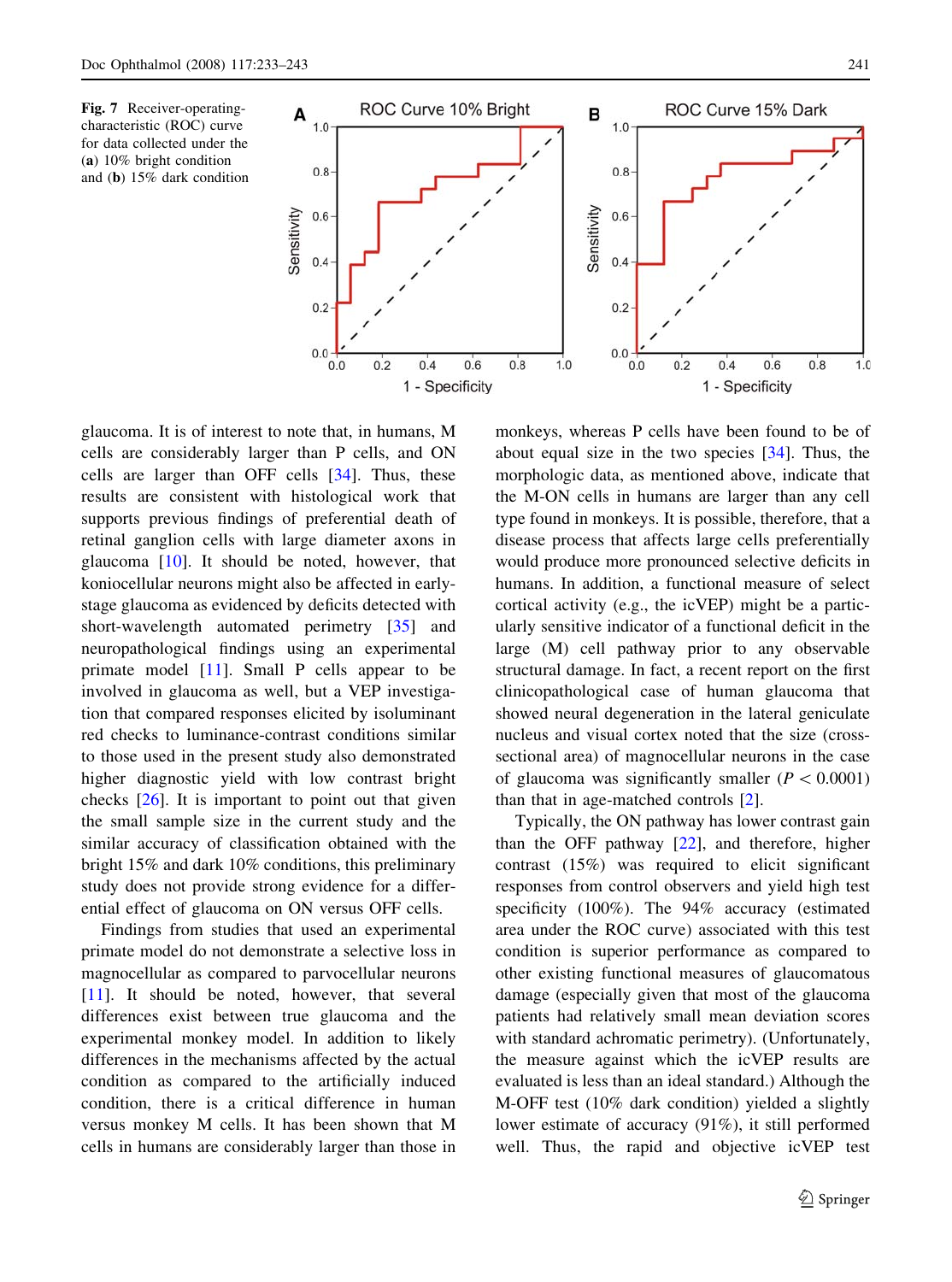**Fig. 7** Receiver-operating-characteristic (ROC) curve for data collected under the (**a**) 10% bright condition and (**b**) 15% dark condition

glaucoma. It is of interest to note that, in humans, M cells are considerably larger than P cells, and ON cells are larger than OFF cells [34]. Thus, these results are consistent with histological work that supports previous findings of preferential death of retinal ganglion cells with large diameter axons in glaucoma [10]. It should be noted, however, that koniocellular neurons might also be affected in early-stage glaucoma as evidenced by deficits detected with short-wavelength automated perimetry [35] and neuropathological findings using an experimental primate model [11]. Small P cells appear to be involved in glaucoma as well, but a VEP investigation that compared responses elicited by isoluminant red checks to luminance-contrast conditions similar to those used in the present study also demonstrated higher diagnostic yield with low contrast bright checks [26]. It is important to point out that given the small sample size in the current study and the similar accuracy of classification obtained with the bright 15% and dark 10% conditions, this preliminary study does not provide strong evidence for a differential effect of glaucoma on ON versus OFF cells.

Findings from studies that used an experimental primate model do not demonstrate a selective loss in magnocellular as compared to parvocellular neurons [11]. It should be noted, however, that several differences exist between true glaucoma and the experimental monkey model. In addition to likely differences in the mechanisms affected by the actual condition as compared to the artificially induced condition, there is a critical difference in human versus monkey M cells. It has been shown that M cells in humans are considerably larger than those in monkeys, whereas P cells have been found to be of about equal size in the two species [34]. Thus, the morphologic data, as mentioned above, indicate that the M-ON cells in humans are larger than any cell type found in monkeys. It is possible, therefore, that a disease process that affects large cells preferentially would produce more pronounced selective deficits in humans. In addition, a functional measure of select cortical activity (e.g., the icVEP) might be a particularly sensitive indicator of a functional deficit in the large (M) cell pathway prior to any observable structural damage. In fact, a recent report on the first clinicopathological case of human glaucoma that showed neural degeneration in the lateral geniculate nucleus and visual cortex noted that the size (cross-sectional area) of magnocellular neurons in the case of glaucoma was significantly smaller ($P < 0.0001$) than that in age-matched controls [2].

Typically, the ON pathway has lower contrast gain than the OFF pathway [22], and therefore, higher contrast (15%) was required to elicit significant responses from control observers and yield high test specificity (100%). The 94% accuracy (estimated area under the ROC curve) associated with this test condition is superior performance as compared to other existing functional measures of glaucomatous damage (especially given that most of the glaucoma patients had relatively small mean deviation scores with standard achromatic perimetry). (Unfortunately, the measure against which the icVEP results are evaluated is less than an ideal standard.) Although the M-OFF test (10% dark condition) yielded a slightly lower estimate of accuracy (91%), it still performed well. Thus, the rapid and objective icVEP test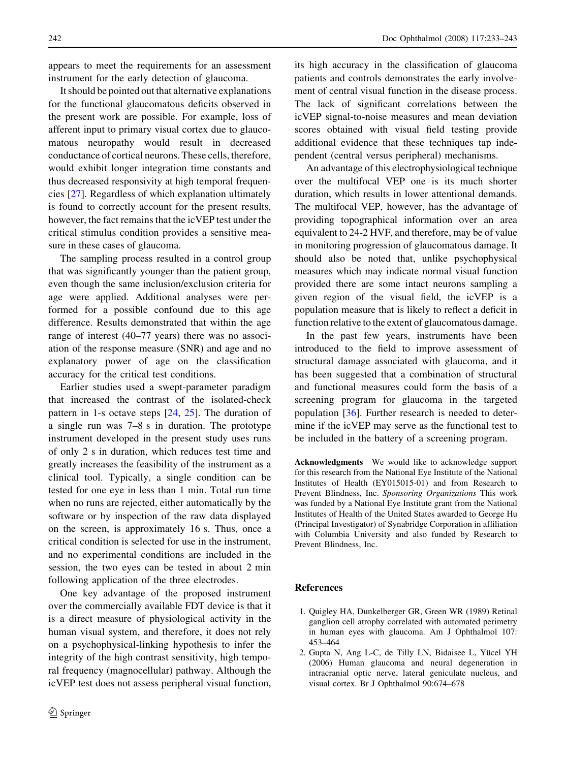appears to meet the requirements for an assessment instrument for the early detection of glaucoma.

It should be pointed out that alternative explanations for the functional glaucomatous deficits observed in the present work are possible. For example, loss of afferent input to primary visual cortex due to glaucomatous neuropathy would result in decreased conductance of cortical neurons. These cells, therefore, would exhibit longer integration time constants and thus decreased responsivity at high temporal frequencies [27]. Regardless of which explanation ultimately is found to correctly account for the present results, however, the fact remains that the icVEP test under the critical stimulus condition provides a sensitive measure in these cases of glaucoma.

The sampling process resulted in a control group that was significantly younger than the patient group, even though the same inclusion/exclusion criteria for age were applied. Additional analyses were performed for a possible confound due to this age difference. Results demonstrated that within the age range of interest (40–77 years) there was no association of the response measure (SNR) and age and no explanatory power of age on the classification accuracy for the critical test conditions.

Earlier studies used a swept-parameter paradigm that increased the contrast of the isolated-check pattern in 1-s octave steps [24, 25]. The duration of a single run was 7–8 s in duration. The prototype instrument developed in the present study uses runs of only 2 s in duration, which reduces test time and greatly increases the feasibility of the instrument as a clinical tool. Typically, a single condition can be tested for one eye in less than 1 min. Total run time when no runs are rejected, either automatically by the software or by inspection of the raw data displayed on the screen, is approximately 16 s. Thus, once a critical condition is selected for use in the instrument, and no experimental conditions are included in the session, the two eyes can be tested in about 2 min following application of the three electrodes.

One key advantage of the proposed instrument over the commercially available FDT device is that it is a direct measure of physiological activity in the human visual system, and therefore, it does not rely on a psychophysical-linking hypothesis to infer the integrity of the high contrast sensitivity, high temporal frequency (magnocellular) pathway. Although the icVEP test does not assess peripheral visual function, its high accuracy in the classification of glaucoma patients and controls demonstrates the early involvement of central visual function in the disease process. The lack of significant correlations between the icVEP signal-to-noise measures and mean deviation scores obtained with visual field testing provide additional evidence that these techniques tap independent (central versus peripheral) mechanisms.

An advantage of this electrophysiological technique over the multifocal VEP one is its much shorter duration, which results in lower attentional demands. The multifocal VEP, however, has the advantage of providing topographical information over an area equivalent to 24-2 HVF, and therefore, may be of value in monitoring progression of glaucomatous damage. It should also be noted that, unlike psychophysical measures which may indicate normal visual function provided there are some intact neurons sampling a given region of the visual field, the icVEP is a population measure that is likely to reflect a deficit in function relative to the extent of glaucomatous damage.

In the past few years, instruments have been introduced to the field to improve assessment of structural damage associated with glaucoma, and it has been suggested that a combination of structural and functional measures could form the basis of a screening program for glaucoma in the targeted population [36]. Further research is needed to determine if the icVEP may serve as the functional test to be included in the battery of a screening program.

**Acknowledgments** We would like to acknowledge support for this research from the National Eye Institute of the National Institutes of Health (EY015015-01) and from Research to Prevent Blindness, Inc. *Sponsoring Organizations* This work was funded by a National Eye Institute grant from the National Institutes of Health of the United States awarded to George Hu (Principal Investigator) of Synabridge Corporation in affiliation with Columbia University and also funded by Research to Prevent Blindness, Inc.

## References

1. Quigley HA, Dunkelberger GR, Green WR (1989) Retinal ganglion cell atrophy correlated with automated perimetry in human eyes with glaucoma. Am J Ophthalmol 107: 453–464
2. Gupta N, Ang L-C, de Tilly LN, Bidaisee L, Yücel YH (2006) Human glaucoma and neural degeneration in intracranial optic nerve, lateral geniculate nucleus, and visual cortex. Br J Ophthalmol 90:674–678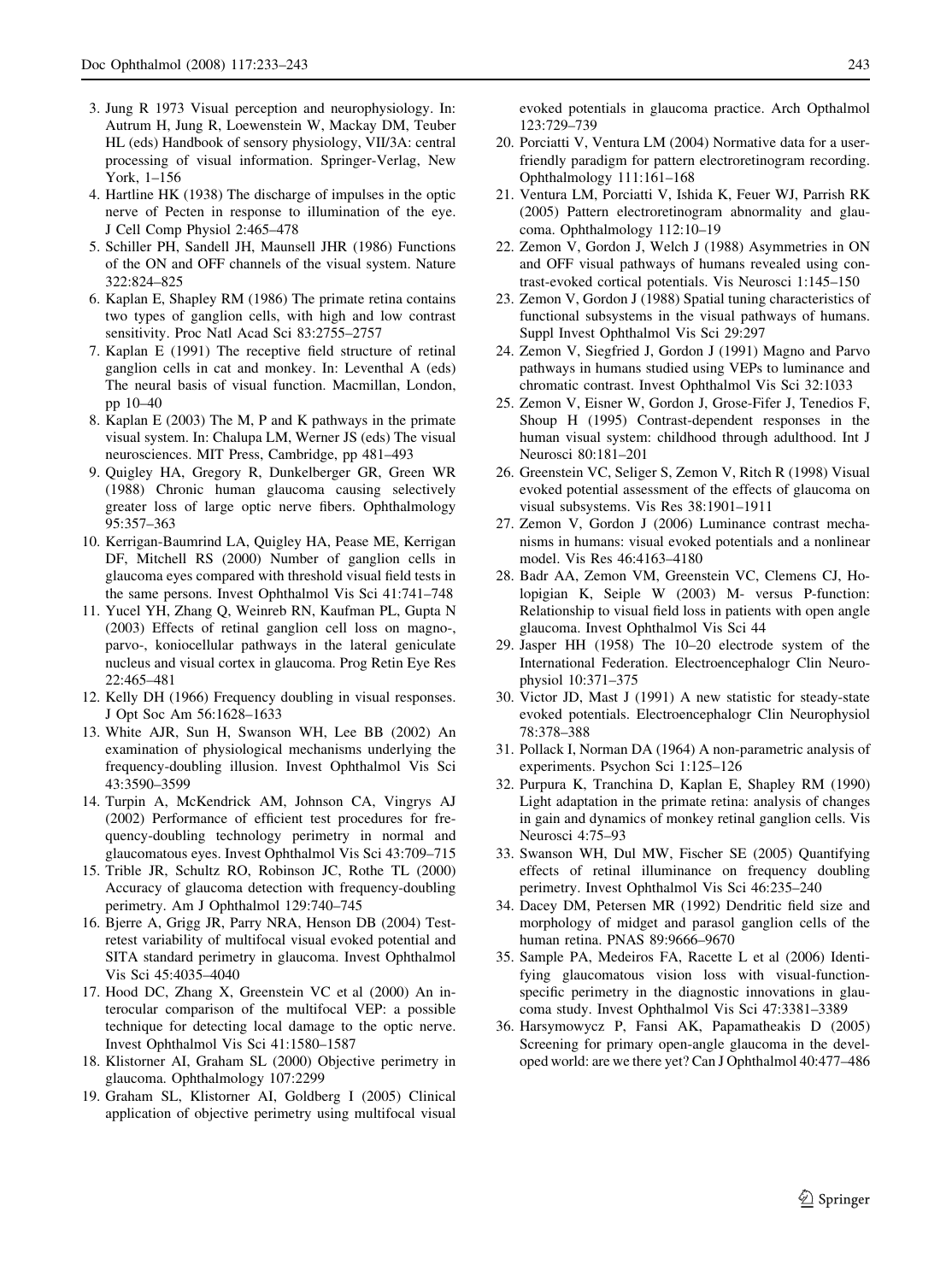3. Jung R 1973 Visual perception and neurophysiology. In: Autrum H, Jung R, Loewenstein W, Mackay DM, Teuber HL (eds) Handbook of sensory physiology, VII/3A: central processing of visual information. Springer-Verlag, New York, 1–156
4. Hartline HK (1938) The discharge of impulses in the optic nerve of Pecten in response to illumination of the eye. J Cell Comp Physiol 2:465–478
5. Schiller PH, Sandell JH, Maunsell JHR (1986) Functions of the ON and OFF channels of the visual system. Nature 322:824–825
6. Kaplan E, Shapley RM (1986) The primate retina contains two types of ganglion cells, with high and low contrast sensitivity. Proc Natl Acad Sci 83:2755–2757
7. Kaplan E (1991) The receptive field structure of retinal ganglion cells in cat and monkey. In: Leventhal A (eds) The neural basis of visual function. Macmillan, London, pp 10–40
8. Kaplan E (2003) The M, P and K pathways in the primate visual system. In: Chalupa LM, Werner JS (eds) The visual neurosciences. MIT Press, Cambridge, pp 481–493
9. Quigley HA, Gregory R, Dunkelberger GR, Green WR (1988) Chronic human glaucoma causing selectively greater loss of large optic nerve fibers. Ophthalmology 95:357–363
10. Kerrigan-Baumrind LA, Quigley HA, Pease ME, Kerrigan DF, Mitchell RS (2000) Number of ganglion cells in glaucoma eyes compared with threshold visual field tests in the same persons. Invest Ophthalmol Vis Sci 41:741–748
11. Yucel YH, Zhang Q, Weinreb RN, Kaufman PL, Gupta N (2003) Effects of retinal ganglion cell loss on magno-, parvo-, koniocellular pathways in the lateral geniculate nucleus and visual cortex in glaucoma. Prog Retin Eye Res 22:465–481
12. Kelly DH (1966) Frequency doubling in visual responses. J Opt Soc Am 56:1628–1633
13. White AJR, Sun H, Swanson WH, Lee BB (2002) An examination of physiological mechanisms underlying the frequency-doubling illusion. Invest Ophthalmol Vis Sci 43:3590–3599
14. Turpin A, McKendrick AM, Johnson CA, Vingrys AJ (2002) Performance of efficient test procedures for frequency-doubling technology perimetry in normal and glaucomatous eyes. Invest Ophthalmol Vis Sci 43:709–715
15. Trible JR, Schultz RO, Robinson JC, Rothe TL (2000) Accuracy of glaucoma detection with frequency-doubling perimetry. Am J Ophthalmol 129:740–745
16. Bjerre A, Grigg JR, Parry NRA, Henson DB (2004) Test-retest variability of multifocal visual evoked potential and SITA standard perimetry in glaucoma. Invest Ophthalmol Vis Sci 45:4035–4040
17. Hood DC, Zhang X, Greenstein VC et al (2000) An interocular comparison of the multifocal VEP: a possible technique for detecting local damage to the optic nerve. Invest Ophthalmol Vis Sci 41:1580–1587
18. Klistorner AI, Graham SL (2000) Objective perimetry in glaucoma. Ophthalmology 107:2299
19. Graham SL, Klistorner AI, Goldberg I (2005) Clinical application of objective perimetry using multifocal visual evoked potentials in glaucoma practice. Arch Opthalmol 123:729–739
20. Porciatti V, Ventura LM (2004) Normative data for a user-friendly paradigm for pattern electroretinogram recording. Ophthalmology 111:161–168
21. Ventura LM, Porciatti V, Ishida K, Feuer WJ, Parrish RK (2005) Pattern electroretinogram abnormality and glaucoma. Ophthalmology 112:10–19
22. Zemon V, Gordon J, Welch J (1988) Asymmetries in ON and OFF visual pathways of humans revealed using contrast-evoked cortical potentials. Vis Neurosci 1:145–150
23. Zemon V, Gordon J (1988) Spatial tuning characteristics of functional subsystems in the visual pathways of humans. Suppl Invest Ophthalmol Vis Sci 29:297
24. Zemon V, Siegfried J, Gordon J (1991) Magno and Parvo pathways in humans studied using VEPs to luminance and chromatic contrast. Invest Ophthalmol Vis Sci 32:1033
25. Zemon V, Eisner W, Gordon J, Grose-Fifer J, Tenedios F, Shoup H (1995) Contrast-dependent responses in the human visual system: childhood through adulthood. Int J Neurosci 80:181–201
26. Greenstein VC, Seliger S, Zemon V, Ritch R (1998) Visual evoked potential assessment of the effects of glaucoma on visual subsystems. Vis Res 38:1901–1911
27. Zemon V, Gordon J (2006) Luminance contrast mechanisms in humans: visual evoked potentials and a nonlinear model. Vis Res 46:4163–4180
28. Badr AA, Zemon VM, Greenstein VC, Clemens CJ, Holopigian K, Seiple W (2003) M- versus P-function: Relationship to visual field loss in patients with open angle glaucoma. Invest Ophthalmol Vis Sci 44
29. Jasper HH (1958) The 10–20 electrode system of the International Federation. Electroencephalogr Clin Neurophysiol 10:371–375
30. Victor JD, Mast J (1991) A new statistic for steady-state evoked potentials. Electroencephalogr Clin Neurophysiol 78:378–388
31. Pollack I, Norman DA (1964) A non-parametric analysis of experiments. Psychon Sci 1:125–126
32. Purpura K, Tranchina D, Kaplan E, Shapley RM (1990) Light adaptation in the primate retina: analysis of changes in gain and dynamics of monkey retinal ganglion cells. Vis Neurosci 4:75–93
33. Swanson WH, Dul MW, Fischer SE (2005) Quantifying effects of retinal illuminance on frequency doubling perimetry. Invest Ophthalmol Vis Sci 46:235–240
34. Dacey DM, Petersen MR (1992) Dendritic field size and morphology of midget and parasol ganglion cells of the human retina. PNAS 89:9666–9670
35. Sample PA, Medeiros FA, Racette L et al (2006) Identifying glaucomatous vision loss with visual-function-specific perimetry in the diagnostic innovations in glaucoma study. Invest Ophthalmol Vis Sci 47:3381–3389
36. Harsymowycz P, Fansi AK, Papamatheakis D (2005) Screening for primary open-angle glaucoma in the developed world: are we there yet? Can J Ophthalmol 40:477–486